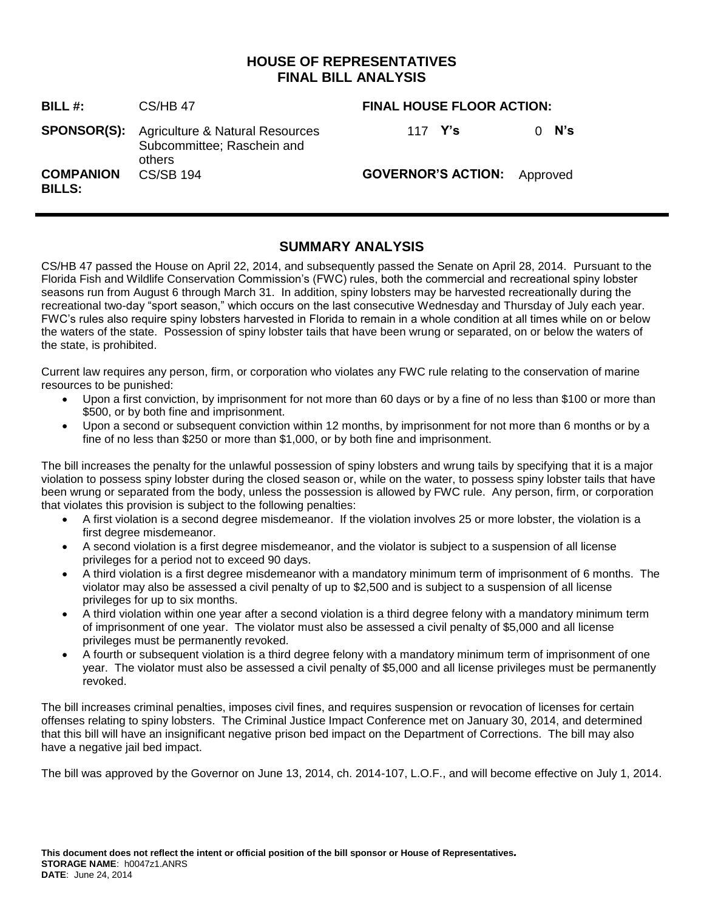# HOUSE OF REPRESENTATIVES
# FINAL BILL ANALYSIS

| | | | |
|---|---|---|---|
| **BILL #:** | CS/HB 47 | **FINAL HOUSE FLOOR ACTION:** | |
| **SPONSOR(S):** | Agriculture & Natural Resources Subcommittee; Raschein and others | 117 **Y's** | 0 **N's** |
| **COMPANION BILLS:** | CS/SB 194 | **GOVERNOR'S ACTION:** | Approved |

## SUMMARY ANALYSIS

CS/HB 47 passed the House on April 22, 2014, and subsequently passed the Senate on April 28, 2014. Pursuant to the Florida Fish and Wildlife Conservation Commission's (FWC) rules, both the commercial and recreational spiny lobster seasons run from August 6 through March 31. In addition, spiny lobsters may be harvested recreationally during the recreational two-day "sport season," which occurs on the last consecutive Wednesday and Thursday of July each year. FWC's rules also require spiny lobsters harvested in Florida to remain in a whole condition at all times while on or below the waters of the state. Possession of spiny lobster tails that have been wrung or separated, on or below the waters of the state, is prohibited.

Current law requires any person, firm, or corporation who violates any FWC rule relating to the conservation of marine resources to be punished:

- Upon a first conviction, by imprisonment for not more than 60 days or by a fine of no less than $100 or more than $500, or by both fine and imprisonment.
- Upon a second or subsequent conviction within 12 months, by imprisonment for not more than 6 months or by a fine of no less than $250 or more than $1,000, or by both fine and imprisonment.

The bill increases the penalty for the unlawful possession of spiny lobsters and wrung tails by specifying that it is a major violation to possess spiny lobster during the closed season or, while on the water, to possess spiny lobster tails that have been wrung or separated from the body, unless the possession is allowed by FWC rule. Any person, firm, or corporation that violates this provision is subject to the following penalties:

- A first violation is a second degree misdemeanor. If the violation involves 25 or more lobster, the violation is a first degree misdemeanor.
- A second violation is a first degree misdemeanor, and the violator is subject to a suspension of all license privileges for a period not to exceed 90 days.
- A third violation is a first degree misdemeanor with a mandatory minimum term of imprisonment of 6 months. The violator may also be assessed a civil penalty of up to $2,500 and is subject to a suspension of all license privileges for up to six months.
- A third violation within one year after a second violation is a third degree felony with a mandatory minimum term of imprisonment of one year. The violator must also be assessed a civil penalty of $5,000 and all license privileges must be permanently revoked.
- A fourth or subsequent violation is a third degree felony with a mandatory minimum term of imprisonment of one year. The violator must also be assessed a civil penalty of $5,000 and all license privileges must be permanently revoked.

The bill increases criminal penalties, imposes civil fines, and requires suspension or revocation of licenses for certain offenses relating to spiny lobsters. The Criminal Justice Impact Conference met on January 30, 2014, and determined that this bill will have an insignificant negative prison bed impact on the Department of Corrections. The bill may also have a negative jail bed impact.

The bill was approved by the Governor on June 13, 2014, ch. 2014-107, L.O.F., and will become effective on July 1, 2014.

**This document does not reflect the intent or official position of the bill sponsor or House of Representatives.**
**STORAGE NAME**: h0047z1.ANRS
**DATE**: June 24, 2014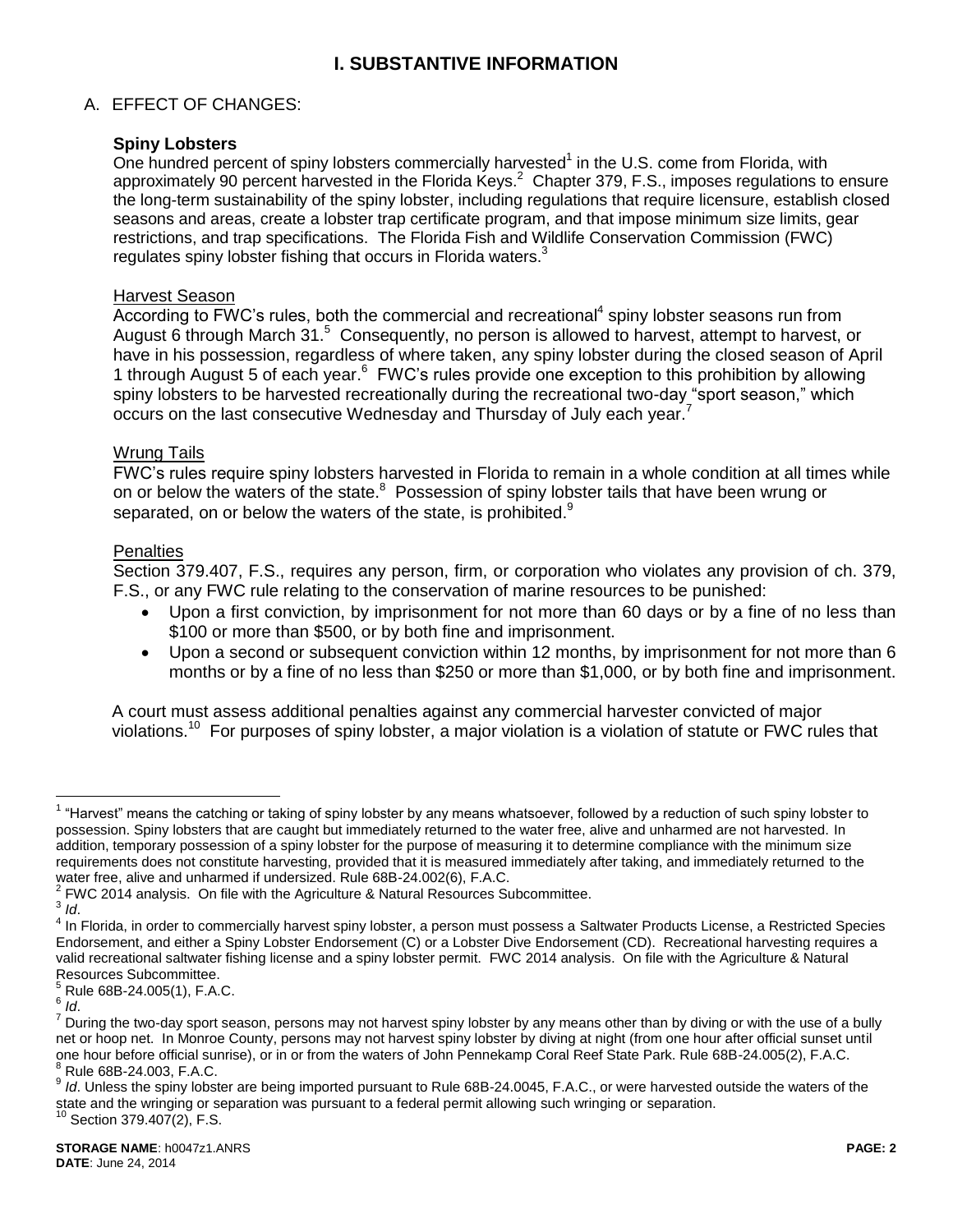# I. SUBSTANTIVE INFORMATION

## A. EFFECT OF CHANGES:

### Spiny Lobsters

One hundred percent of spiny lobsters commercially harvested[1] in the U.S. come from Florida, with approximately 90 percent harvested in the Florida Keys.[2] Chapter 379, F.S., imposes regulations to ensure the long-term sustainability of the spiny lobster, including regulations that require licensure, establish closed seasons and areas, create a lobster trap certificate program, and that impose minimum size limits, gear restrictions, and trap specifications. The Florida Fish and Wildlife Conservation Commission (FWC) regulates spiny lobster fishing that occurs in Florida waters.[3]

Harvest Season

According to FWC's rules, both the commercial and recreational[4] spiny lobster seasons run from August 6 through March 31.[5] Consequently, no person is allowed to harvest, attempt to harvest, or have in his possession, regardless of where taken, any spiny lobster during the closed season of April 1 through August 5 of each year.[6] FWC's rules provide one exception to this prohibition by allowing spiny lobsters to be harvested recreationally during the recreational two-day "sport season," which occurs on the last consecutive Wednesday and Thursday of July each year.[7]

Wrung Tails

FWC's rules require spiny lobsters harvested in Florida to remain in a whole condition at all times while on or below the waters of the state.[8] Possession of spiny lobster tails that have been wrung or separated, on or below the waters of the state, is prohibited.[9]

Penalties

Section 379.407, F.S., requires any person, firm, or corporation who violates any provision of ch. 379, F.S., or any FWC rule relating to the conservation of marine resources to be punished:

- Upon a first conviction, by imprisonment for not more than 60 days or by a fine of no less than $100 or more than $500, or by both fine and imprisonment.
- Upon a second or subsequent conviction within 12 months, by imprisonment for not more than 6 months or by a fine of no less than $250 or more than $1,000, or by both fine and imprisonment.

A court must assess additional penalties against any commercial harvester convicted of major violations.[10] For purposes of spiny lobster, a major violation is a violation of statute or FWC rules that

---

[1] "Harvest" means the catching or taking of spiny lobster by any means whatsoever, followed by a reduction of such spiny lobster to possession. Spiny lobsters that are caught but immediately returned to the water free, alive and unharmed are not harvested. In addition, temporary possession of a spiny lobster for the purpose of measuring it to determine compliance with the minimum size requirements does not constitute harvesting, provided that it is measured immediately after taking, and immediately returned to the water free, alive and unharmed if undersized. Rule 68B-24.002(6), F.A.C.

[2] FWC 2014 analysis. On file with the Agriculture & Natural Resources Subcommittee.

[3] *Id*.

[4] In Florida, in order to commercially harvest spiny lobster, a person must possess a Saltwater Products License, a Restricted Species Endorsement, and either a Spiny Lobster Endorsement (C) or a Lobster Dive Endorsement (CD). Recreational harvesting requires a valid recreational saltwater fishing license and a spiny lobster permit. FWC 2014 analysis. On file with the Agriculture & Natural Resources Subcommittee.

[5] Rule 68B-24.005(1), F.A.C.

[6] *Id*.

[7] During the two-day sport season, persons may not harvest spiny lobster by any means other than by diving or with the use of a bully net or hoop net. In Monroe County, persons may not harvest spiny lobster by diving at night (from one hour after official sunset until one hour before official sunrise), or in or from the waters of John Pennekamp Coral Reef State Park. Rule 68B-24.005(2), F.A.C.

[8] Rule 68B-24.003, F.A.C.

[9] *Id*. Unless the spiny lobster are being imported pursuant to Rule 68B-24.0045, F.A.C., or were harvested outside the waters of the state and the wringing or separation was pursuant to a federal permit allowing such wringing or separation.

[10] Section 379.407(2), F.S.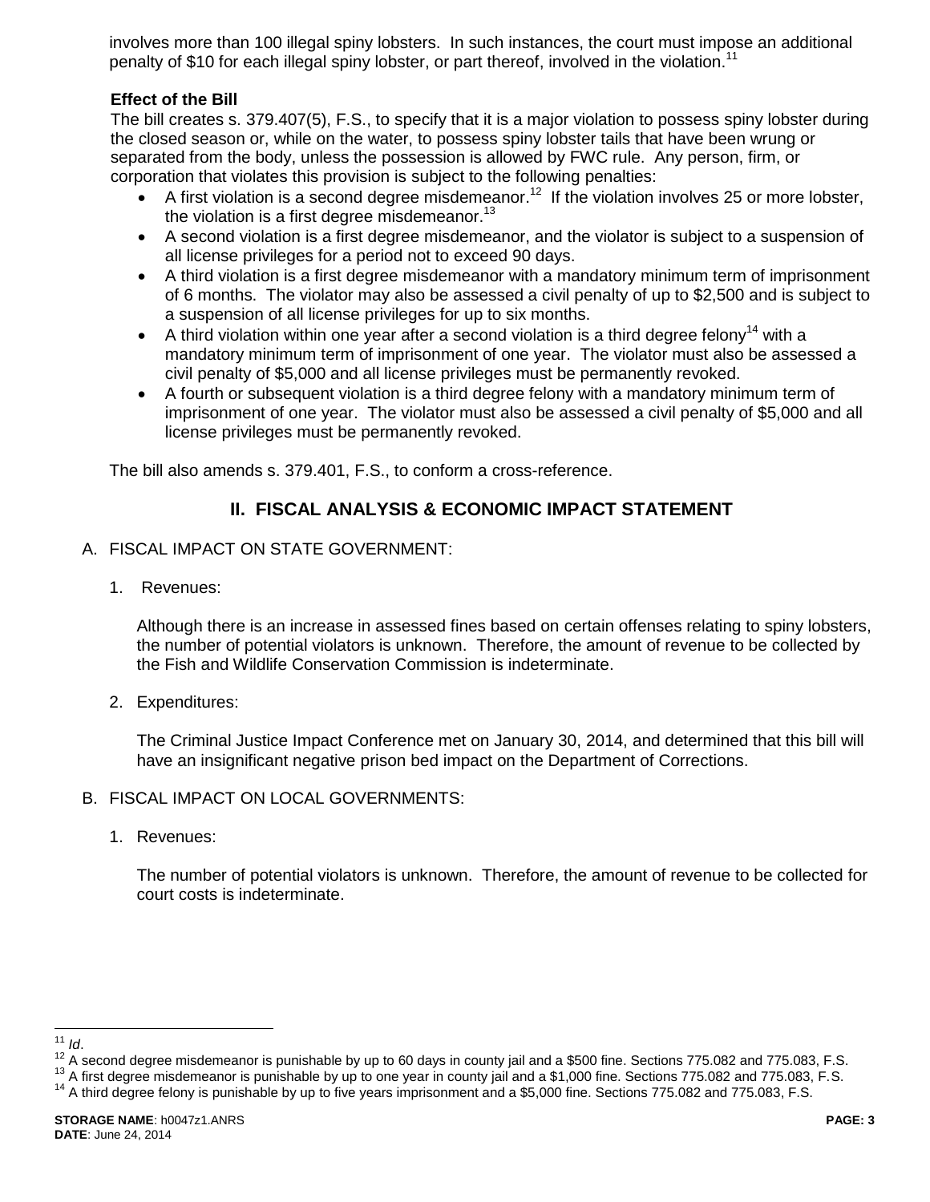involves more than 100 illegal spiny lobsters. In such instances, the court must impose an additional penalty of $10 for each illegal spiny lobster, or part thereof, involved in the violation.[11]

**Effect of the Bill**

The bill creates s. 379.407(5), F.S., to specify that it is a major violation to possess spiny lobster during the closed season or, while on the water, to possess spiny lobster tails that have been wrung or separated from the body, unless the possession is allowed by FWC rule. Any person, firm, or corporation that violates this provision is subject to the following penalties:

- A first violation is a second degree misdemeanor.[12] If the violation involves 25 or more lobster, the violation is a first degree misdemeanor.[13]
- A second violation is a first degree misdemeanor, and the violator is subject to a suspension of all license privileges for a period not to exceed 90 days.
- A third violation is a first degree misdemeanor with a mandatory minimum term of imprisonment of 6 months. The violator may also be assessed a civil penalty of up to $2,500 and is subject to a suspension of all license privileges for up to six months.
- A third violation within one year after a second violation is a third degree felony[14] with a mandatory minimum term of imprisonment of one year. The violator must also be assessed a civil penalty of $5,000 and all license privileges must be permanently revoked.
- A fourth or subsequent violation is a third degree felony with a mandatory minimum term of imprisonment of one year. The violator must also be assessed a civil penalty of $5,000 and all license privileges must be permanently revoked.

The bill also amends s. 379.401, F.S., to conform a cross-reference.

## II. FISCAL ANALYSIS & ECONOMIC IMPACT STATEMENT

A. FISCAL IMPACT ON STATE GOVERNMENT:

1. Revenues:

   Although there is an increase in assessed fines based on certain offenses relating to spiny lobsters, the number of potential violators is unknown. Therefore, the amount of revenue to be collected by the Fish and Wildlife Conservation Commission is indeterminate.

2. Expenditures:

   The Criminal Justice Impact Conference met on January 30, 2014, and determined that this bill will have an insignificant negative prison bed impact on the Department of Corrections.

B. FISCAL IMPACT ON LOCAL GOVERNMENTS:

1. Revenues:

   The number of potential violators is unknown. Therefore, the amount of revenue to be collected for court costs is indeterminate.

---

[11] *Id*.

[12] A second degree misdemeanor is punishable by up to 60 days in county jail and a $500 fine. Sections 775.082 and 775.083, F.S.

[13] A first degree misdemeanor is punishable by up to one year in county jail and a $1,000 fine. Sections 775.082 and 775.083, F.S.

[14] A third degree felony is punishable by up to five years imprisonment and a $5,000 fine. Sections 775.082 and 775.083, F.S.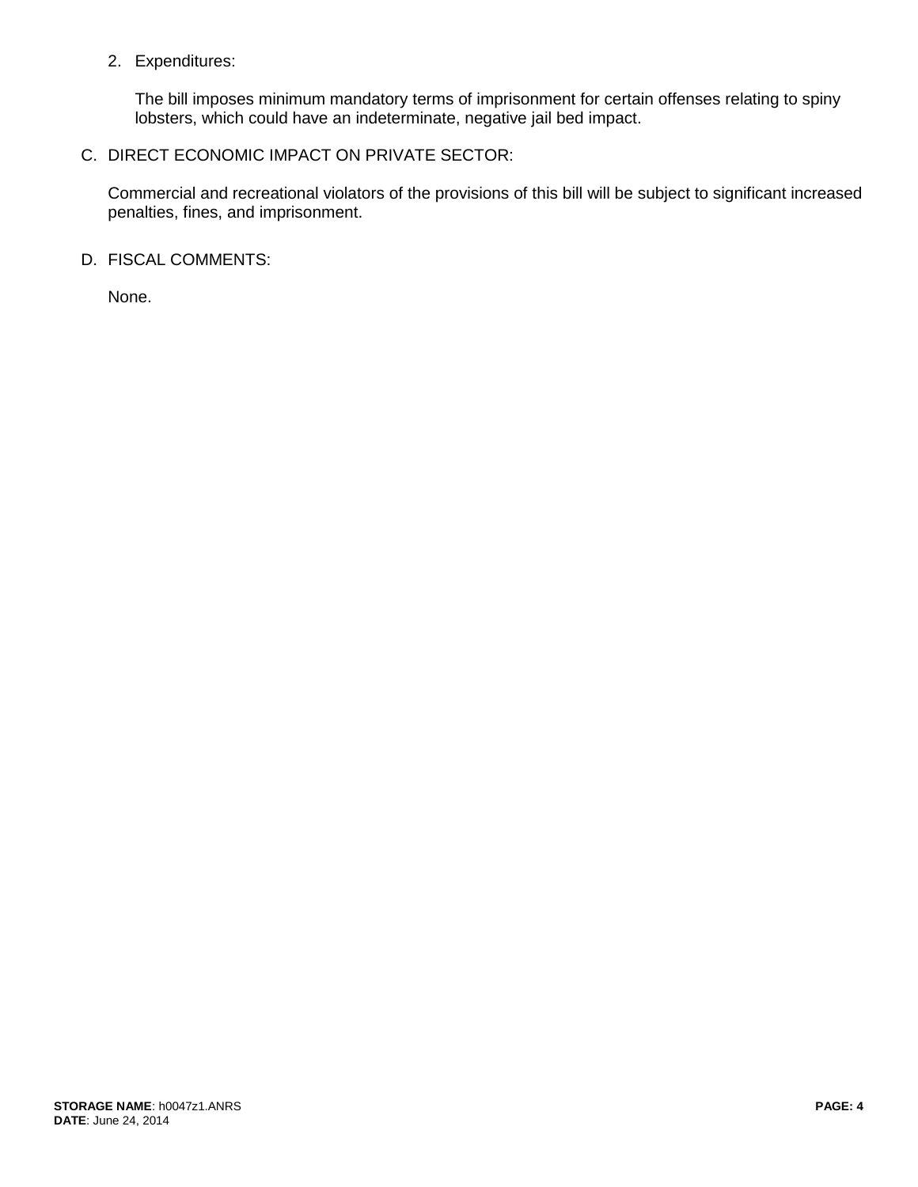2. Expenditures:

   The bill imposes minimum mandatory terms of imprisonment for certain offenses relating to spiny lobsters, which could have an indeterminate, negative jail bed impact.

C. DIRECT ECONOMIC IMPACT ON PRIVATE SECTOR:

   Commercial and recreational violators of the provisions of this bill will be subject to significant increased penalties, fines, and imprisonment.

D. FISCAL COMMENTS:

   None.